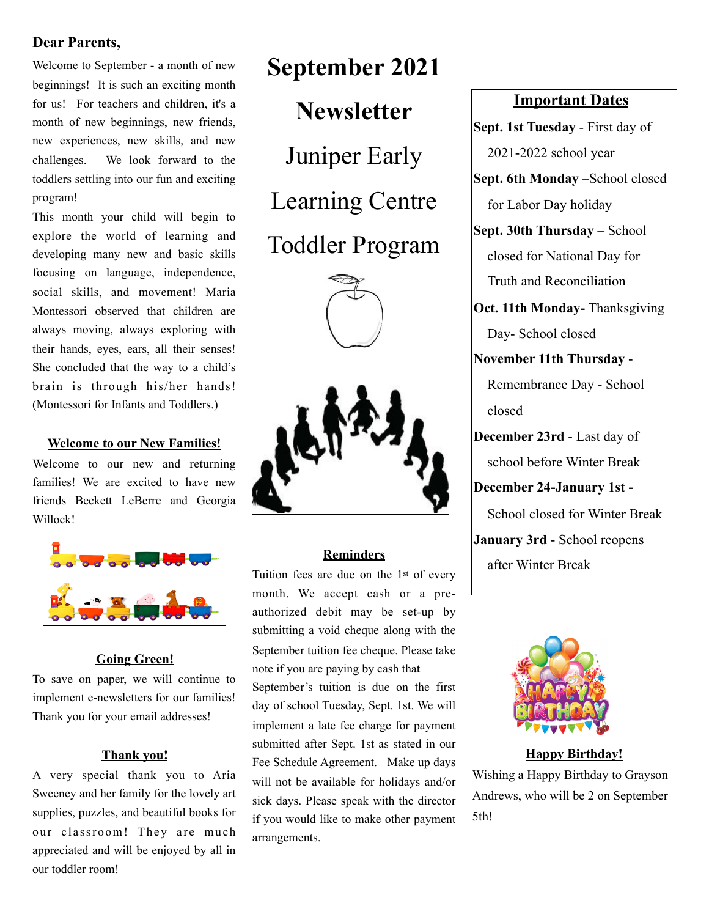# September 2021

# Newsletter

## Juniper Early Learning Centre Toddler Program

**Dear Parents,**

Welcome to September - a month of new beginnings! It is such an exciting month for us! For teachers and children, it's a month of new beginnings, new friends, new experiences, new skills, and new challenges. We look forward to the toddlers settling into our fun and exciting program!

This month your child will begin to explore the world of learning and developing many new and basic skills focusing on language, independence, social skills, and movement! Maria Montessori observed that children are always moving, always exploring with their hands, eyes, ears, all their senses! She concluded that the way to a child's brain is through his/her hands! (Montessori for Infants and Toddlers.)

### Welcome to our New Families!

Welcome to our new and returning families! We are excited to have new friends Beckett LeBerre and Georgia Willock!

### Going Green!

To save on paper, we will continue to implement e-newsletters for our families! Thank you for your email addresses!

### Thank you!

A very special thank you to Aria Sweeney and her family for the lovely art supplies, puzzles, and beautiful books for our classroom! They are much appreciated and will be enjoyed by all in our toddler room!

### Reminders

Tuition fees are due on the 1st of every month. We accept cash or a pre-authorized debit may be set-up by submitting a void cheque along with the September tuition fee cheque. Please take note if you are paying by cash that September's tuition is due on the first day of school Tuesday, Sept. 1st. We will implement a late fee charge for payment submitted after Sept. 1st as stated in our Fee Schedule Agreement. Make up days will not be available for holidays and/or sick days. Please speak with the director if you would like to make other payment arrangements.

### Important Dates

**Sept. 1st Tuesday** - First day of 2021-2022 school year

**Sept. 6th Monday** –School closed for Labor Day holiday

**Sept. 30th Thursday** – School closed for National Day for Truth and Reconciliation

**Oct. 11th Monday-** Thanksgiving Day- School closed

**November 11th Thursday** - Remembrance Day - School closed

**December 23rd** - Last day of school before Winter Break

**December 24-January 1st -** School closed for Winter Break

**January 3rd** - School reopens after Winter Break

### Happy Birthday!

Wishing a Happy Birthday to Grayson Andrews, who will be 2 on September 5th!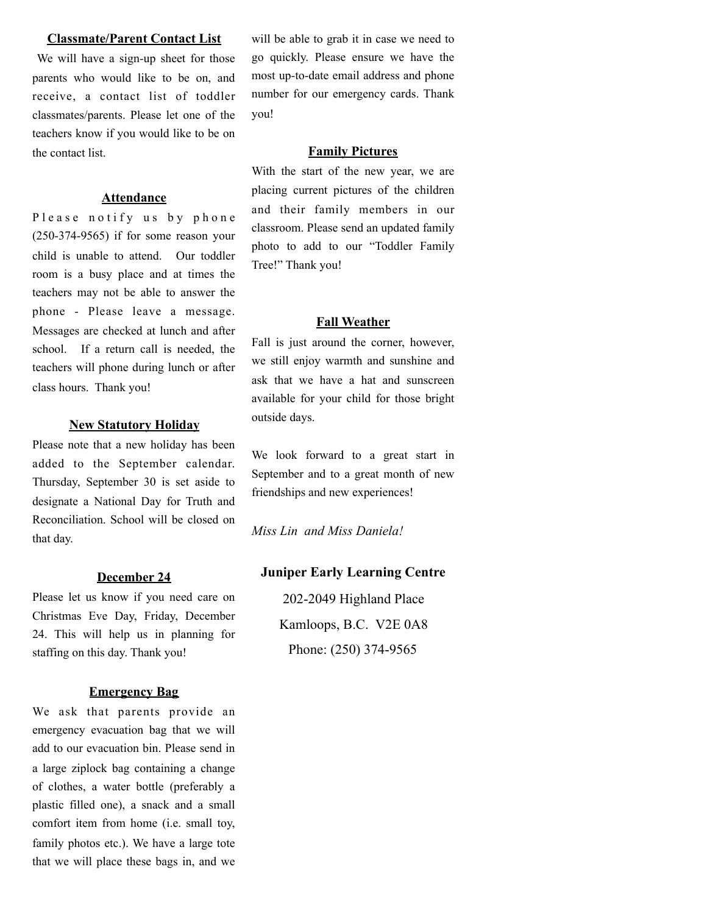**Classmate/Parent Contact List**

We will have a sign-up sheet for those parents who would like to be on, and receive, a contact list of toddler classmates/parents. Please let one of the teachers know if you would like to be on the contact list.

**Attendance**

Please notify us by phone (250-374-9565) if for some reason your child is unable to attend. Our toddler room is a busy place and at times the teachers may not be able to answer the phone - Please leave a message. Messages are checked at lunch and after school. If a return call is needed, the teachers will phone during lunch or after class hours. Thank you!

**New Statutory Holiday**

Please note that a new holiday has been added to the September calendar. Thursday, September 30 is set aside to designate a National Day for Truth and Reconciliation. School will be closed on that day.

**December 24**

Please let us know if you need care on Christmas Eve Day, Friday, December 24. This will help us in planning for staffing on this day. Thank you!

**Emergency Bag**

We ask that parents provide an emergency evacuation bag that we will add to our evacuation bin. Please send in a large ziplock bag containing a change of clothes, a water bottle (preferably a plastic filled one), a snack and a small comfort item from home (i.e. small toy, family photos etc.). We have a large tote that we will place these bags in, and we will be able to grab it in case we need to go quickly. Please ensure we have the most up-to-date email address and phone number for our emergency cards. Thank you!

**Family Pictures**

With the start of the new year, we are placing current pictures of the children and their family members in our classroom. Please send an updated family photo to add to our "Toddler Family Tree!" Thank you!

**Fall Weather**

Fall is just around the corner, however, we still enjoy warmth and sunshine and ask that we have a hat and sunscreen available for your child for those bright outside days.

We look forward to a great start in September and to a great month of new friendships and new experiences!

*Miss Lin and Miss Daniela!*

**Juniper Early Learning Centre**

202-2049 Highland Place

Kamloops, B.C. V2E 0A8

Phone: (250) 374-9565